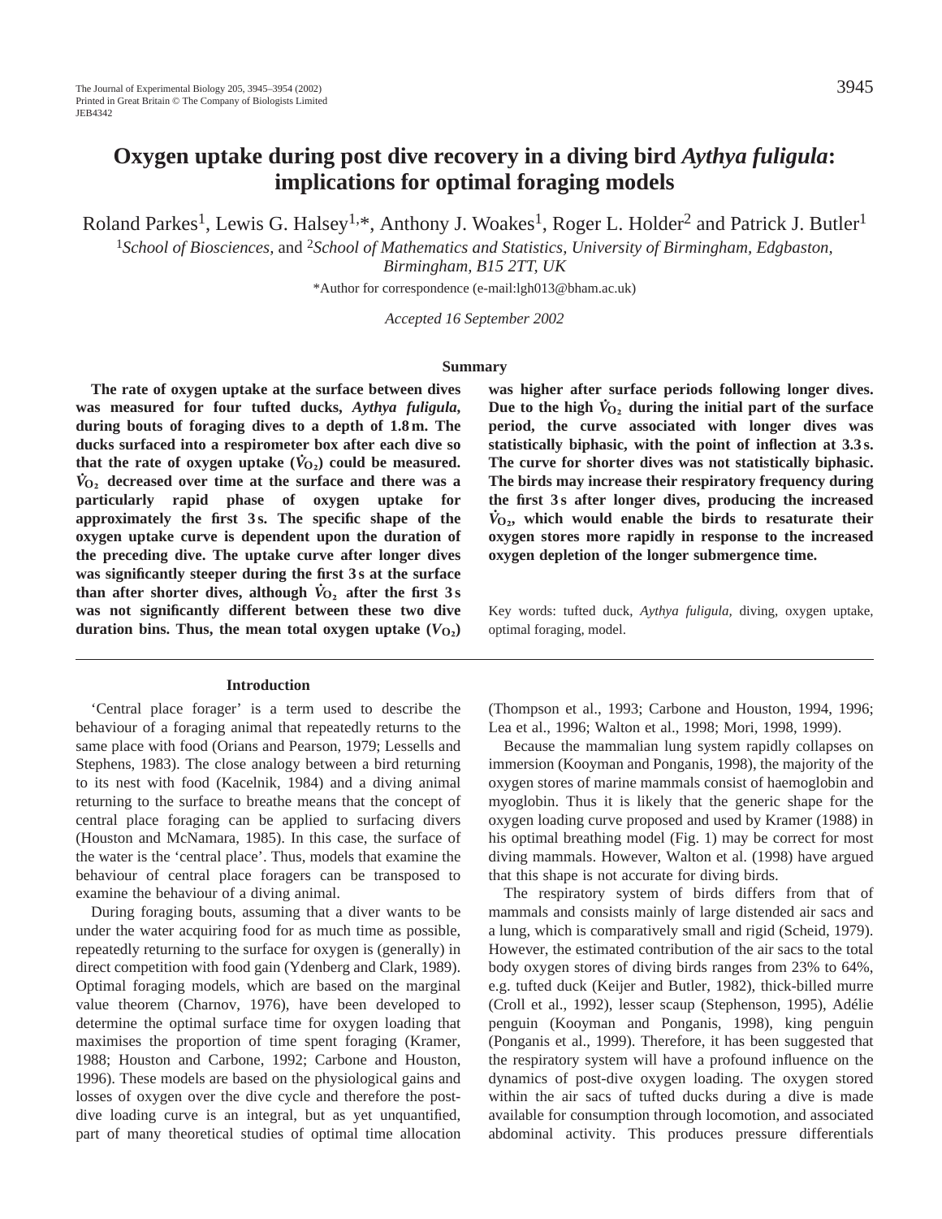# Oxygen uptake during post dive recovery in a diving bird *Aythya fuligula*: implications for optimal foraging models

Roland Parkes[1], Lewis G. Halsey[1,*], Anthony J. Woakes[1], Roger L. Holder[2] and Patrick J. Butler[1]

[1]*School of Biosciences,* and [2]*School of Mathematics and Statistics, University of Birmingham, Edgbaston, Birmingham, B15 2TT, UK*

*Author for correspondence (e-mail:lgh013@bham.ac.uk)

*Accepted 16 September 2002*

## Summary

**The rate of oxygen uptake at the surface between dives was measured for four tufted ducks, *Aythya fuligula*, during bouts of foraging dives to a depth of 1.8 m. The ducks surfaced into a respirometer box after each dive so that the rate of oxygen uptake ($\dot{V}_{O_2}$) could be measured. $\dot{V}_{O_2}$ decreased over time at the surface and there was a particularly rapid phase of oxygen uptake for approximately the first 3 s. The specific shape of the oxygen uptake curve is dependent upon the duration of the preceding dive. The uptake curve after longer dives was significantly steeper during the first 3 s at the surface than after shorter dives, although $\dot{V}_{O_2}$ after the first 3 s was not significantly different between these two dive duration bins. Thus, the mean total oxygen uptake ($V_{O_2}$) was higher after surface periods following longer dives. Due to the high $\dot{V}_{O_2}$ during the initial part of the surface period, the curve associated with longer dives was statistically biphasic, with the point of inflection at 3.3 s. The curve for shorter dives was not statistically biphasic. The birds may increase their respiratory frequency during the first 3 s after longer dives, producing the increased $\dot{V}_{O_2}$, which would enable the birds to resaturate their oxygen stores more rapidly in response to the increased oxygen depletion of the longer submergence time.**

Key words: tufted duck, *Aythya fuligula*, diving, oxygen uptake, optimal foraging, model.

## Introduction

'Central place forager' is a term used to describe the behaviour of a foraging animal that repeatedly returns to the same place with food (Orians and Pearson, 1979; Lessells and Stephens, 1983). The close analogy between a bird returning to its nest with food (Kacelnik, 1984) and a diving animal returning to the surface to breathe means that the concept of central place foraging can be applied to surfacing divers (Houston and McNamara, 1985). In this case, the surface of the water is the 'central place'. Thus, models that examine the behaviour of central place foragers can be transposed to examine the behaviour of a diving animal.

During foraging bouts, assuming that a diver wants to be under the water acquiring food for as much time as possible, repeatedly returning to the surface for oxygen is (generally) in direct competition with food gain (Ydenberg and Clark, 1989). Optimal foraging models, which are based on the marginal value theorem (Charnov, 1976), have been developed to determine the optimal surface time for oxygen loading that maximises the proportion of time spent foraging (Kramer, 1988; Houston and Carbone, 1992; Carbone and Houston, 1996). These models are based on the physiological gains and losses of oxygen over the dive cycle and therefore the post-dive loading curve is an integral, but as yet unquantified, part of many theoretical studies of optimal time allocation (Thompson et al., 1993; Carbone and Houston, 1994, 1996; Lea et al., 1996; Walton et al., 1998; Mori, 1998, 1999).

Because the mammalian lung system rapidly collapses on immersion (Kooyman and Ponganis, 1998), the majority of the oxygen stores of marine mammals consist of haemoglobin and myoglobin. Thus it is likely that the generic shape for the oxygen loading curve proposed and used by Kramer (1988) in his optimal breathing model (Fig. 1) may be correct for most diving mammals. However, Walton et al. (1998) have argued that this shape is not accurate for diving birds.

The respiratory system of birds differs from that of mammals and consists mainly of large distended air sacs and a lung, which is comparatively small and rigid (Scheid, 1979). However, the estimated contribution of the air sacs to the total body oxygen stores of diving birds ranges from 23% to 64%, e.g. tufted duck (Keijer and Butler, 1982), thick-billed murre (Croll et al., 1992), lesser scaup (Stephenson, 1995), Adélie penguin (Kooyman and Ponganis, 1998), king penguin (Ponganis et al., 1999). Therefore, it has been suggested that the respiratory system will have a profound influence on the dynamics of post-dive oxygen loading. The oxygen stored within the air sacs of tufted ducks during a dive is made available for consumption through locomotion, and associated abdominal activity. This produces pressure differentials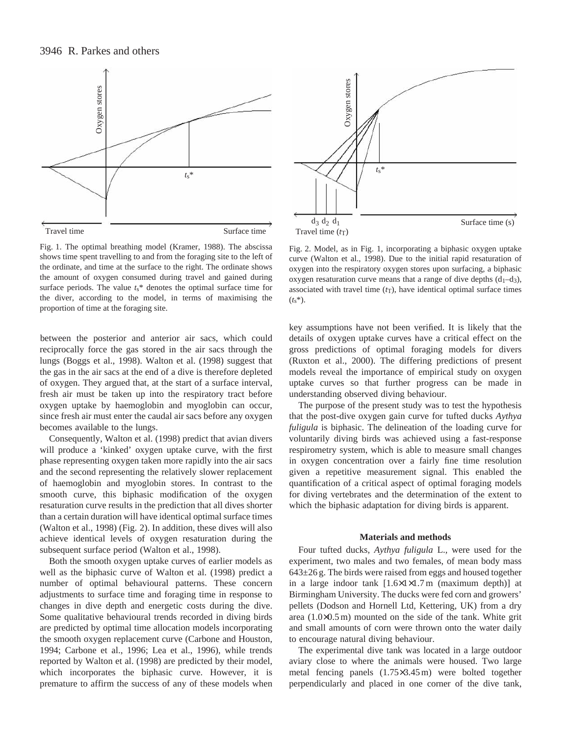Fig. 1. The optimal breathing model (Kramer, 1988). The abscissa shows time spent travelling to and from the foraging site to the left of the ordinate, and time at the surface to the right. The ordinate shows the amount of oxygen consumed during travel and gained during surface periods. The value $t_s$* denotes the optimal surface time for the diver, according to the model, in terms of maximising the proportion of time at the foraging site.

Fig. 2. Model, as in Fig. 1, incorporating a biphasic oxygen uptake curve (Walton et al., 1998). Due to the initial rapid resaturation of oxygen into the respiratory oxygen stores upon surfacing, a biphasic oxygen resaturation curve means that a range of dive depths ($d_1$–$d_3$), associated with travel time ($t_T$), have identical optimal surface times ($t_s$*).

between the posterior and anterior air sacs, which could reciprocally force the gas stored in the air sacs through the lungs (Boggs et al., 1998). Walton et al. (1998) suggest that the gas in the air sacs at the end of a dive is therefore depleted of oxygen. They argued that, at the start of a surface interval, fresh air must be taken up into the respiratory tract before oxygen uptake by haemoglobin and myoglobin can occur, since fresh air must enter the caudal air sacs before any oxygen becomes available to the lungs.

Consequently, Walton et al. (1998) predict that avian divers will produce a 'kinked' oxygen uptake curve, with the first phase representing oxygen taken more rapidly into the air sacs and the second representing the relatively slower replacement of haemoglobin and myoglobin stores. In contrast to the smooth curve, this biphasic modification of the oxygen resaturation curve results in the prediction that all dives shorter than a certain duration will have identical optimal surface times (Walton et al., 1998) (Fig. 2). In addition, these dives will also achieve identical levels of oxygen resaturation during the subsequent surface period (Walton et al., 1998).

Both the smooth oxygen uptake curves of earlier models as well as the biphasic curve of Walton et al. (1998) predict a number of optimal behavioural patterns. These concern adjustments to surface time and foraging time in response to changes in dive depth and energetic costs during the dive. Some qualitative behavioural trends recorded in diving birds are predicted by optimal time allocation models incorporating the smooth oxygen replacement curve (Carbone and Houston, 1994; Carbone et al., 1996; Lea et al., 1996), while trends reported by Walton et al. (1998) are predicted by their model, which incorporates the biphasic curve. However, it is premature to affirm the success of any of these models when key assumptions have not been verified. It is likely that the details of oxygen uptake curves have a critical effect on the gross predictions of optimal foraging models for divers (Ruxton et al., 2000). The differing predictions of present models reveal the importance of empirical study on oxygen uptake curves so that further progress can be made in understanding observed diving behaviour.

The purpose of the present study was to test the hypothesis that the post-dive oxygen gain curve for tufted ducks *Aythya fuligula* is biphasic. The delineation of the loading curve for voluntarily diving birds was achieved using a fast-response respirometry system, which is able to measure small changes in oxygen concentration over a fairly fine time resolution given a repetitive measurement signal. This enabled the quantification of a critical aspect of optimal foraging models for diving vertebrates and the determination of the extent to which the biphasic adaptation for diving birds is apparent.

## Materials and methods

Four tufted ducks, *Aythya fuligula* L., were used for the experiment, two males and two females, of mean body mass 643±26 g. The birds were raised from eggs and housed together in a large indoor tank [1.6×1×1.7 m (maximum depth)] at Birmingham University. The ducks were fed corn and growers' pellets (Dodson and Hornell Ltd, Kettering, UK) from a dry area (1.0×0.5 m) mounted on the side of the tank. White grit and small amounts of corn were thrown onto the water daily to encourage natural diving behaviour.

The experimental dive tank was located in a large outdoor aviary close to where the animals were housed. Two large metal fencing panels (1.75×3.45 m) were bolted together perpendicularly and placed in one corner of the dive tank,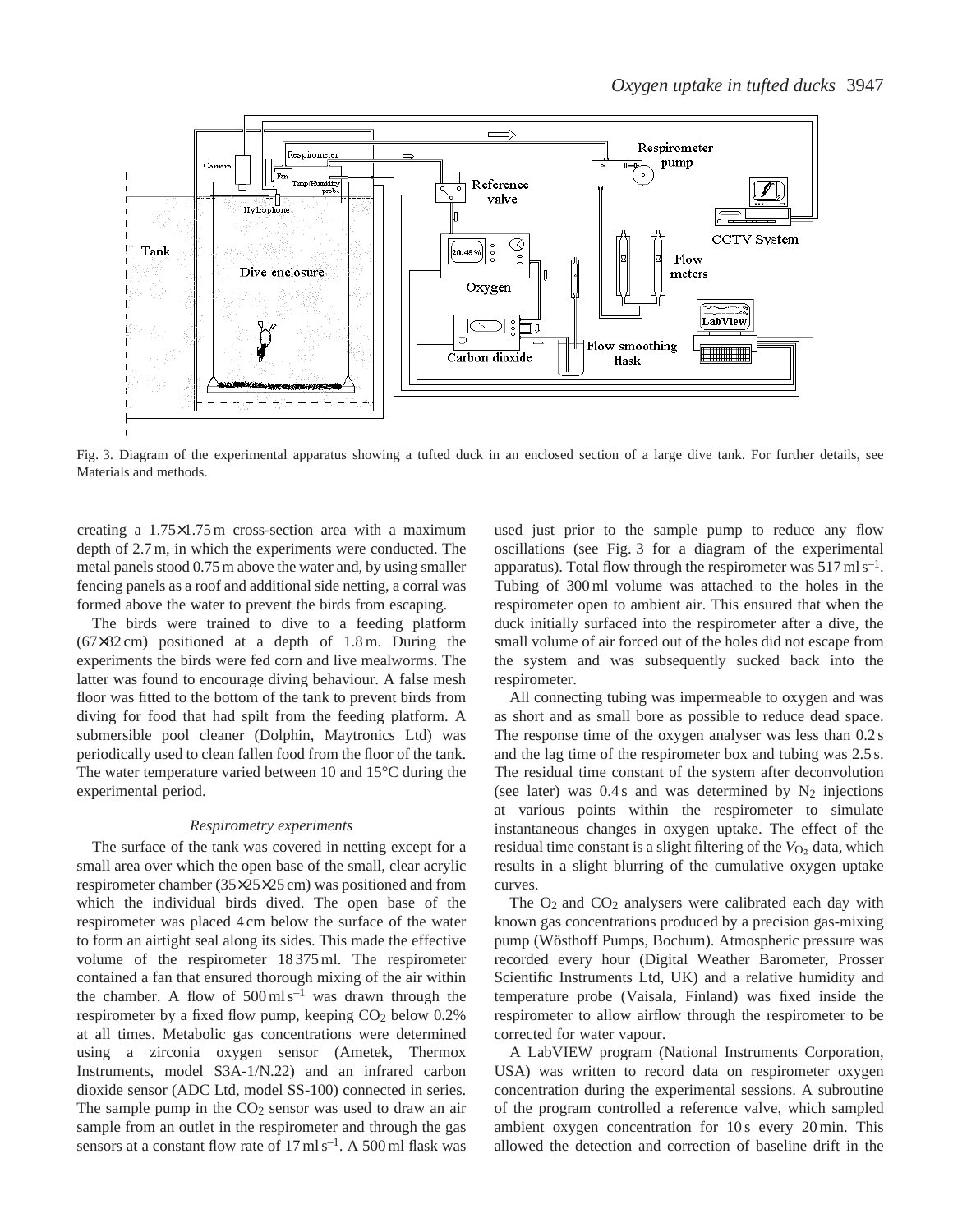Fig. 3. Diagram of the experimental apparatus showing a tufted duck in an enclosed section of a large dive tank. For further details, see Materials and methods.

creating a 1.75×1.75 m cross-section area with a maximum depth of 2.7 m, in which the experiments were conducted. The metal panels stood 0.75 m above the water and, by using smaller fencing panels as a roof and additional side netting, a corral was formed above the water to prevent the birds from escaping.

The birds were trained to dive to a feeding platform (67×82 cm) positioned at a depth of 1.8 m. During the experiments the birds were fed corn and live mealworms. The latter was found to encourage diving behaviour. A false mesh floor was fitted to the bottom of the tank to prevent birds from diving for food that had spilt from the feeding platform. A submersible pool cleaner (Dolphin, Maytronics Ltd) was periodically used to clean fallen food from the floor of the tank. The water temperature varied between 10 and 15°C during the experimental period.

### *Respirometry experiments*

The surface of the tank was covered in netting except for a small area over which the open base of the small, clear acrylic respirometer chamber (35×25×25 cm) was positioned and from which the individual birds dived. The open base of the respirometer was placed 4 cm below the surface of the water to form an airtight seal along its sides. This made the effective volume of the respirometer 18 375 ml. The respirometer contained a fan that ensured thorough mixing of the air within the chamber. A flow of 500 ml $s^{-1}$ was drawn through the respirometer by a fixed flow pump, keeping $CO_2$ below 0.2% at all times. Metabolic gas concentrations were determined using a zirconia oxygen sensor (Ametek, Thermox Instruments, model S3A-1/N.22) and an infrared carbon dioxide sensor (ADC Ltd, model SS-100) connected in series. The sample pump in the $CO_2$ sensor was used to draw an air sample from an outlet in the respirometer and through the gas sensors at a constant flow rate of 17 ml $s^{-1}$. A 500 ml flask was used just prior to the sample pump to reduce any flow oscillations (see Fig. 3 for a diagram of the experimental apparatus). Total flow through the respirometer was 517 ml $s^{-1}$. Tubing of 300 ml volume was attached to the holes in the respirometer open to ambient air. This ensured that when the duck initially surfaced into the respirometer after a dive, the small volume of air forced out of the holes did not escape from the system and was subsequently sucked back into the respirometer.

All connecting tubing was impermeable to oxygen and was as short and as small bore as possible to reduce dead space. The response time of the oxygen analyser was less than 0.2 s and the lag time of the respirometer box and tubing was 2.5 s. The residual time constant of the system after deconvolution (see later) was 0.4 s and was determined by $N_2$ injections at various points within the respirometer to simulate instantaneous changes in oxygen uptake. The effect of the residual time constant is a slight filtering of the $V_{O_2}$ data, which results in a slight blurring of the cumulative oxygen uptake curves.

The $O_2$ and $CO_2$ analysers were calibrated each day with known gas concentrations produced by a precision gas-mixing pump (Wösthoff Pumps, Bochum). Atmospheric pressure was recorded every hour (Digital Weather Barometer, Prosser Scientific Instruments Ltd, UK) and a relative humidity and temperature probe (Vaisala, Finland) was fixed inside the respirometer to allow airflow through the respirometer to be corrected for water vapour.

A LabVIEW program (National Instruments Corporation, USA) was written to record data on respirometer oxygen concentration during the experimental sessions. A subroutine of the program controlled a reference valve, which sampled ambient oxygen concentration for 10 s every 20 min. This allowed the detection and correction of baseline drift in the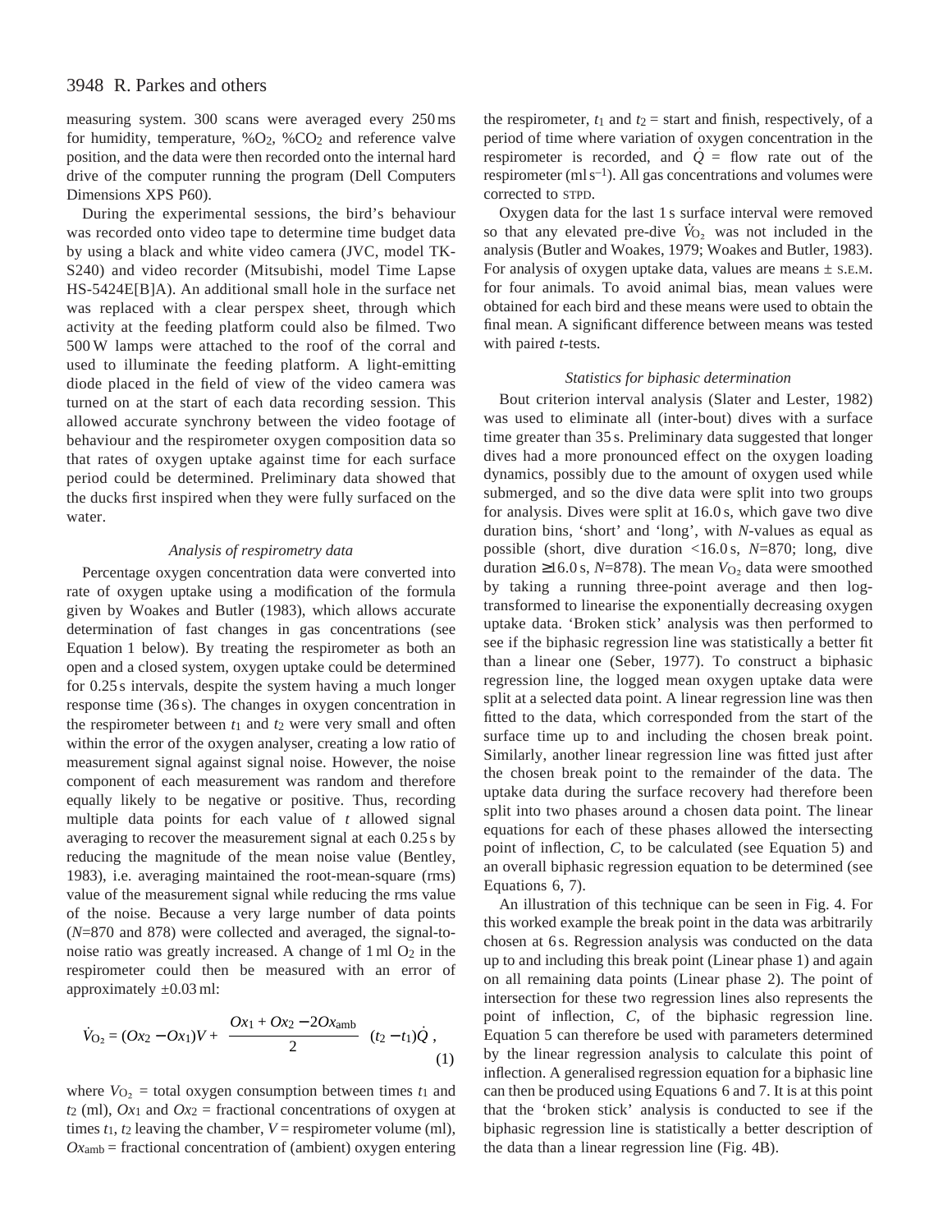measuring system. 300 scans were averaged every 250 ms for humidity, temperature, $\%O_2$, $\%CO_2$ and reference valve position, and the data were then recorded onto the internal hard drive of the computer running the program (Dell Computers Dimensions XPS P60).

During the experimental sessions, the bird's behaviour was recorded onto video tape to determine time budget data by using a black and white video camera (JVC, model TK-S240) and video recorder (Mitsubishi, model Time Lapse HS-5424E[B]A). An additional small hole in the surface net was replaced with a clear perspex sheet, through which activity at the feeding platform could also be filmed. Two 500 W lamps were attached to the roof of the corral and used to illuminate the feeding platform. A light-emitting diode placed in the field of view of the video camera was turned on at the start of each data recording session. This allowed accurate synchrony between the video footage of behaviour and the respirometer oxygen composition data so that rates of oxygen uptake against time for each surface period could be determined. Preliminary data showed that the ducks first inspired when they were fully surfaced on the water.

### *Analysis of respirometry data*

Percentage oxygen concentration data were converted into rate of oxygen uptake using a modification of the formula given by Woakes and Butler (1983), which allows accurate determination of fast changes in gas concentrations (see Equation 1 below). By treating the respirometer as both an open and a closed system, oxygen uptake could be determined for 0.25 s intervals, despite the system having a much longer response time (36 s). The changes in oxygen concentration in the respirometer between $t_1$ and $t_2$ were very small and often within the error of the oxygen analyser, creating a low ratio of measurement signal against signal noise. However, the noise component of each measurement was random and therefore equally likely to be negative or positive. Thus, recording multiple data points for each value of $t$ allowed signal averaging to recover the measurement signal at each 0.25 s by reducing the magnitude of the mean noise value (Bentley, 1983), i.e. averaging maintained the root-mean-square (rms) value of the measurement signal while reducing the rms value of the noise. Because a very large number of data points ($N$=870 and 878) were collected and averaged, the signal-to-noise ratio was greatly increased. A change of 1 ml $O_2$ in the respirometer could then be measured with an error of approximately ±0.03 ml:

$$\dot{V}_{O_2} = (Ox_2 - Ox_1)V + \left(\frac{Ox_1 + Ox_2 - 2Ox_{amb}}{2}\right)(t_2 - t_1)\dot{Q}\,, \tag{1}$$

where $V_{O_2}$ = total oxygen consumption between times $t_1$ and $t_2$ (ml), $Ox_1$ and $Ox_2$ = fractional concentrations of oxygen at times $t_1$, $t_2$ leaving the chamber, $V$ = respirometer volume (ml), $Ox_{amb}$ = fractional concentration of (ambient) oxygen entering the respirometer, $t_1$ and $t_2$ = start and finish, respectively, of a period of time where variation of oxygen concentration in the respirometer is recorded, and $\dot{Q}$ = flow rate out of the respirometer (ml s$^{-1}$). All gas concentrations and volumes were corrected to STPD.

Oxygen data for the last 1 s surface interval were removed so that any elevated pre-dive $\dot{V}_{O_2}$ was not included in the analysis (Butler and Woakes, 1979; Woakes and Butler, 1983). For analysis of oxygen uptake data, values are means ± S.E.M. for four animals. To avoid animal bias, mean values were obtained for each bird and these means were used to obtain the final mean. A significant difference between means was tested with paired $t$-tests.

### *Statistics for biphasic determination*

Bout criterion interval analysis (Slater and Lester, 1982) was used to eliminate all (inter-bout) dives with a surface time greater than 35 s. Preliminary data suggested that longer dives had a more pronounced effect on the oxygen loading dynamics, possibly due to the amount of oxygen used while submerged, and so the dive data were split into two groups for analysis. Dives were split at 16.0 s, which gave two dive duration bins, 'short' and 'long', with $N$-values as equal as possible (short, dive duration <16.0 s, $N$=870; long, dive duration ≥16.0 s, $N$=878). The mean $V_{O_2}$ data were smoothed by taking a running three-point average and then log-transformed to linearise the exponentially decreasing oxygen uptake data. 'Broken stick' analysis was then performed to see if the biphasic regression line was statistically a better fit than a linear one (Seber, 1977). To construct a biphasic regression line, the logged mean oxygen uptake data were split at a selected data point. A linear regression line was then fitted to the data, which corresponded from the start of the surface time up to and including the chosen break point. Similarly, another linear regression line was fitted just after the chosen break point to the remainder of the data. The uptake data during the surface recovery had therefore been split into two phases around a chosen data point. The linear equations for each of these phases allowed the intersecting point of inflection, $C$, to be calculated (see Equation 5) and an overall biphasic regression equation to be determined (see Equations 6, 7).

An illustration of this technique can be seen in Fig. 4. For this worked example the break point in the data was arbitrarily chosen at 6 s. Regression analysis was conducted on the data up to and including this break point (Linear phase 1) and again on all remaining data points (Linear phase 2). The point of intersection for these two regression lines also represents the point of inflection, $C$, of the biphasic regression line. Equation 5 can therefore be used with parameters determined by the linear regression analysis to calculate this point of inflection. A generalised regression equation for a biphasic line can then be produced using Equations 6 and 7. It is at this point that the 'broken stick' analysis is conducted to see if the biphasic regression line is statistically a better description of the data than a linear regression line (Fig. 4B).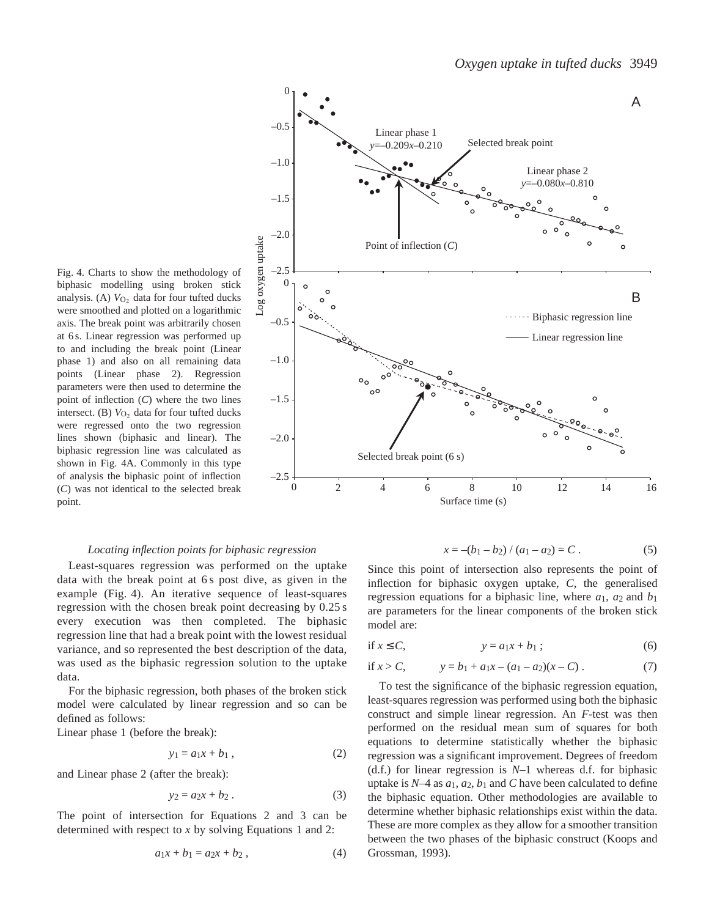Fig. 4. Charts to show the methodology of biphasic modelling using broken stick analysis. (A) $V_{O_2}$ data for four tufted ducks were smoothed and plotted on a logarithmic axis. The break point was arbitrarily chosen at 6 s. Linear regression was performed up to and including the break point (Linear phase 1) and also on all remaining data points (Linear phase 2). Regression parameters were then used to determine the point of inflection ($C$) where the two lines intersect. (B) $V_{O_2}$ data for four tufted ducks were regressed onto the two regression lines shown (biphasic and linear). The biphasic regression line was calculated as shown in Fig. 4A. Commonly in this type of analysis the biphasic point of inflection ($C$) was not identical to the selected break point.

### *Locating inflection points for biphasic regression*

Least-squares regression was performed on the uptake data with the break point at 6 s post dive, as given in the example (Fig. 4). An iterative sequence of least-squares regression with the chosen break point decreasing by 0.25 s every execution was then completed. The biphasic regression line that had a break point with the lowest residual variance, and so represented the best description of the data, was used as the biphasic regression solution to the uptake data.

For the biphasic regression, both phases of the broken stick model were calculated by linear regression and so can be defined as follows:

Linear phase 1 (before the break):

$$y_1 = a_1x + b_1 \,, \tag{2}$$

and Linear phase 2 (after the break):

$$y_2 = a_2x + b_2 \,. \tag{3}$$

The point of intersection for Equations 2 and 3 can be determined with respect to $x$ by solving Equations 1 and 2:

$$a_1x + b_1 = a_2x + b_2 \,, \tag{4}$$

$$x = -(b_1 - b_2) / (a_1 - a_2) = C \,. \tag{5}$$

Since this point of intersection also represents the point of inflection for biphasic oxygen uptake, $C$, the generalised regression equations for a biphasic line, where $a_1$, $a_2$ and $b_1$ are parameters for the linear components of the broken stick model are:

$$\text{if } x \leq C, \qquad y = a_1x + b_1 \,; \tag{6}$$

$$\text{if } x > C, \qquad y = b_1 + a_1x - (a_1 - a_2)(x - C) \,. \tag{7}$$

To test the significance of the biphasic regression equation, least-squares regression was performed using both the biphasic construct and simple linear regression. An $F$-test was then performed on the residual mean sum of squares for both equations to determine statistically whether the biphasic regression was a significant improvement. Degrees of freedom (d.f.) for linear regression is $N$–1 whereas d.f. for biphasic uptake is $N$–4 as $a_1$, $a_2$, $b_1$ and $C$ have been calculated to define the biphasic equation. Other methodologies are available to determine whether biphasic relationships exist within the data. These are more complex as they allow for a smoother transition between the two phases of the biphasic construct (Koops and Grossman, 1993).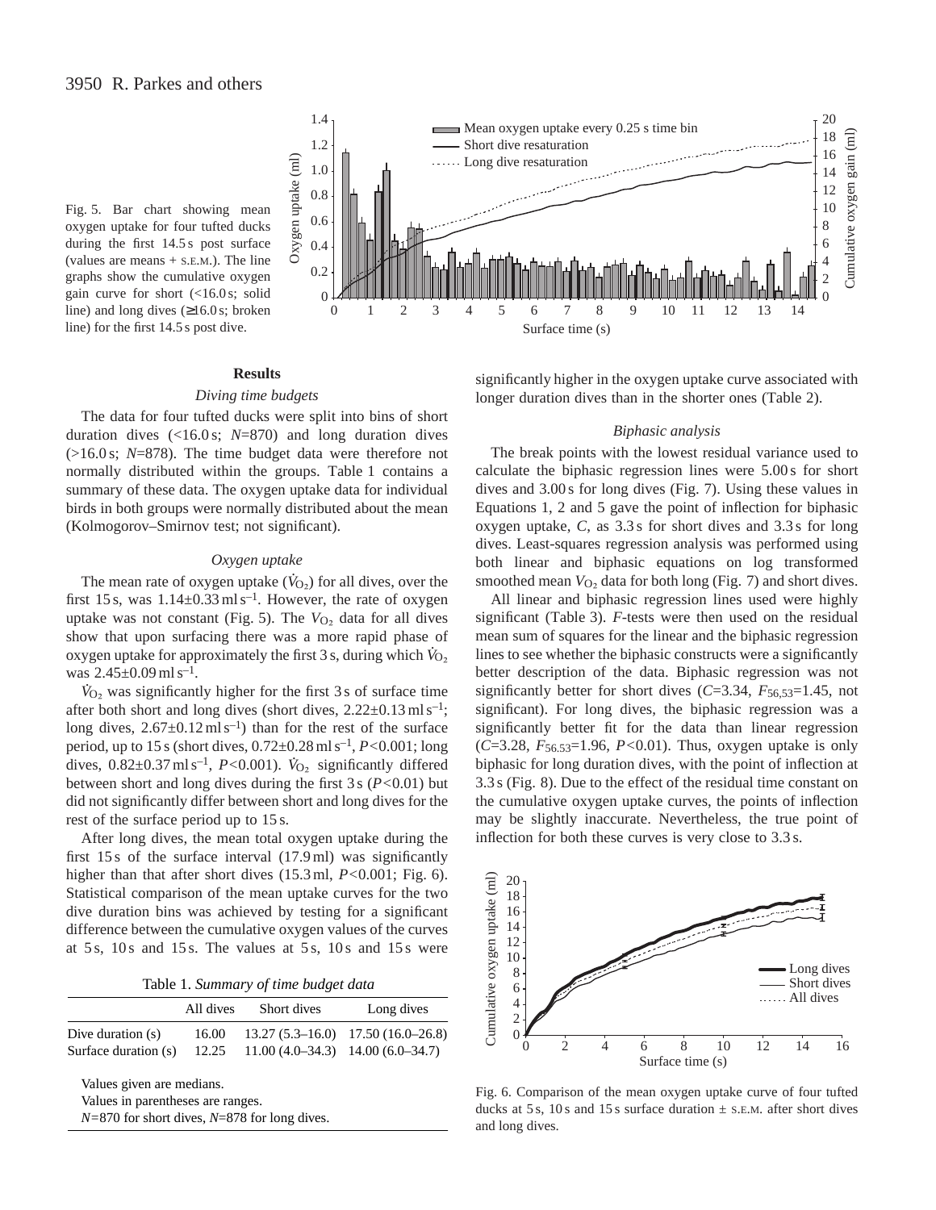Fig. 5. Bar chart showing mean oxygen uptake for four tufted ducks during the first 14.5 s post surface (values are means + S.E.M.). The line graphs show the cumulative oxygen gain curve for short (<16.0 s; solid line) and long dives (≥16.0 s; broken line) for the first 14.5 s post dive.

## Results

### *Diving time budgets*

The data for four tufted ducks were split into bins of short duration dives (<16.0 s; $N$=870) and long duration dives (>16.0 s; $N$=878). The time budget data were therefore not normally distributed within the groups. Table 1 contains a summary of these data. The oxygen uptake data for individual birds in both groups were normally distributed about the mean (Kolmogorov–Smirnov test; not significant).

### *Oxygen uptake*

The mean rate of oxygen uptake ($\dot{V}_{O_2}$) for all dives, over the first 15 s, was 1.14±0.33 ml s$^{-1}$. However, the rate of oxygen uptake was not constant (Fig. 5). The $V_{O_2}$ data for all dives show that upon surfacing there was a more rapid phase of oxygen uptake for approximately the first 3 s, during which $\dot{V}_{O_2}$ was 2.45±0.09 ml s$^{-1}$.

$\dot{V}_{O_2}$ was significantly higher for the first 3 s of surface time after both short and long dives (short dives, 2.22±0.13 ml s$^{-1}$; long dives, 2.67±0.12 ml s$^{-1}$) than for the rest of the surface period, up to 15 s (short dives, 0.72±0.28 ml s$^{-1}$, $P$<0.001; long dives, 0.82±0.37 ml s$^{-1}$, $P$<0.001). $\dot{V}_{O_2}$ significantly differed between short and long dives during the first 3 s ($P$<0.01) but did not significantly differ between short and long dives for the rest of the surface period up to 15 s.

After long dives, the mean total oxygen uptake during the first 15 s of the surface interval (17.9 ml) was significantly higher than that after short dives (15.3 ml, $P$<0.001; Fig. 6). Statistical comparison of the mean uptake curves for the two dive duration bins was achieved by testing for a significant difference between the cumulative oxygen values of the curves at 5 s, 10 s and 15 s. The values at 5 s, 10 s and 15 s were significantly higher in the oxygen uptake curve associated with longer duration dives than in the shorter ones (Table 2).

Table 1. *Summary of time budget data*

| | All dives | Short dives | Long dives |
|---|---|---|---|
| Dive duration (s) | 16.00 | 13.27 (5.3–16.0) | 17.50 (16.0–26.8) |
| Surface duration (s) | 12.25 | 11.00 (4.0–34.3) | 14.00 (6.0–34.7) |

Values given are medians.
Values in parentheses are ranges.
$N$=870 for short dives, $N$=878 for long dives.

### *Biphasic analysis*

The break points with the lowest residual variance used to calculate the biphasic regression lines were 5.00 s for short dives and 3.00 s for long dives (Fig. 7). Using these values in Equations 1, 2 and 5 gave the point of inflection for biphasic oxygen uptake, $C$, as 3.3 s for short dives and 3.3 s for long dives. Least-squares regression analysis was performed using both linear and biphasic equations on log transformed smoothed mean $V_{O_2}$ data for both long (Fig. 7) and short dives.

All linear and biphasic regression lines used were highly significant (Table 3). $F$-tests were then used on the residual mean sum of squares for the linear and the biphasic regression lines to see whether the biphasic constructs were a significantly better description of the data. Biphasic regression was not significantly better for short dives ($C$=3.34, $F_{56,53}$=1.45, not significant). For long dives, the biphasic regression was a significantly better fit for the data than linear regression ($C$=3.28, $F_{56,53}$=1.96, $P$<0.01). Thus, oxygen uptake is only biphasic for long duration dives, with the point of inflection at 3.3 s (Fig. 8). Due to the effect of the residual time constant on the cumulative oxygen uptake curves, the points of inflection may be slightly inaccurate. Nevertheless, the true point of inflection for both these curves is very close to 3.3 s.

Fig. 6. Comparison of the mean oxygen uptake curve of four tufted ducks at 5 s, 10 s and 15 s surface duration ± S.E.M. after short dives and long dives.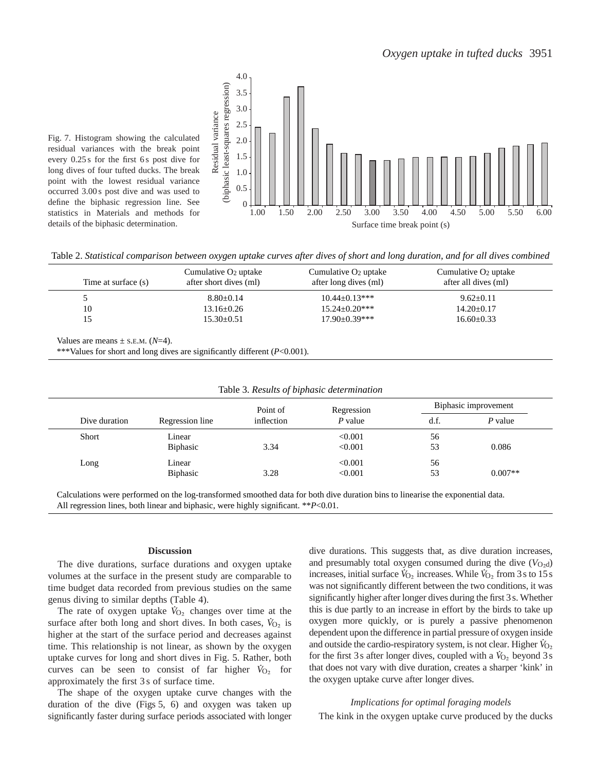Fig. 7. Histogram showing the calculated residual variances with the break point every 0.25 s for the first 6 s post dive for long dives of four tufted ducks. The break point with the lowest residual variance occurred 3.00 s post dive and was used to define the biphasic regression line. See statistics in Materials and methods for details of the biphasic determination.

Table 2. *Statistical comparison between oxygen uptake curves after dives of short and long duration, and for all dives combined*

| Time at surface (s) | Cumulative $O_2$ uptake after short dives (ml) | Cumulative $O_2$ uptake after long dives (ml) | Cumulative $O_2$ uptake after all dives (ml) |
|---|---|---|---|
| 5 | 8.80±0.14 | 10.44±0.13*** | 9.62±0.11 |
| 10 | 13.16±0.26 | 15.24±0.20*** | 14.20±0.17 |
| 15 | 15.30±0.51 | 17.90±0.39*** | 16.60±0.33 |

Values are means ± S.E.M. ($N$=4).

***Values for short and long dives are significantly different ($P$<0.001).

Table 3. *Results of biphasic determination*

| Dive duration | Regression line | Point of inflection | Regression $P$ value | Biphasic improvement | |
|---|---|---|---|---|---|
| | | | | d.f. | $P$ value |
| Short | Linear | | <0.001 | 56 | |
| | Biphasic | 3.34 | <0.001 | 53 | 0.086 |
| Long | Linear | | <0.001 | 56 | |
| | Biphasic | 3.28 | <0.001 | 53 | 0.007** |

Calculations were performed on the log-transformed smoothed data for both dive duration bins to linearise the exponential data.
All regression lines, both linear and biphasic, were highly significant. **$P$<0.01.

## Discussion

The dive durations, surface durations and oxygen uptake volumes at the surface in the present study are comparable to time budget data recorded from previous studies on the same genus diving to similar depths (Table 4).

The rate of oxygen uptake $\dot{V}_{O_2}$ changes over time at the surface after both long and short dives. In both cases, $\dot{V}_{O_2}$ is higher at the start of the surface period and decreases against time. This relationship is not linear, as shown by the oxygen uptake curves for long and short dives in Fig. 5. Rather, both curves can be seen to consist of far higher $\dot{V}_{O_2}$ for approximately the first 3 s of surface time.

The shape of the oxygen uptake curve changes with the duration of the dive (Figs 5, 6) and oxygen was taken up significantly faster during surface periods associated with longer dive durations. This suggests that, as dive duration increases, and presumably total oxygen consumed during the dive ($V_{O_2d}$) increases, initial surface $\dot{V}_{O_2}$ increases. While $\dot{V}_{O_2}$ from 3 s to 15 s was not significantly different between the two conditions, it was significantly higher after longer dives during the first 3 s. Whether this is due partly to an increase in effort by the birds to take up oxygen more quickly, or is purely a passive phenomenon dependent upon the difference in partial pressure of oxygen inside and outside the cardio-respiratory system, is not clear. Higher $\dot{V}_{O_2}$ for the first 3 s after longer dives, coupled with a $\dot{V}_{O_2}$ beyond 3 s that does not vary with dive duration, creates a sharper 'kink' in the oxygen uptake curve after longer dives.

### *Implications for optimal foraging models*

The kink in the oxygen uptake curve produced by the ducks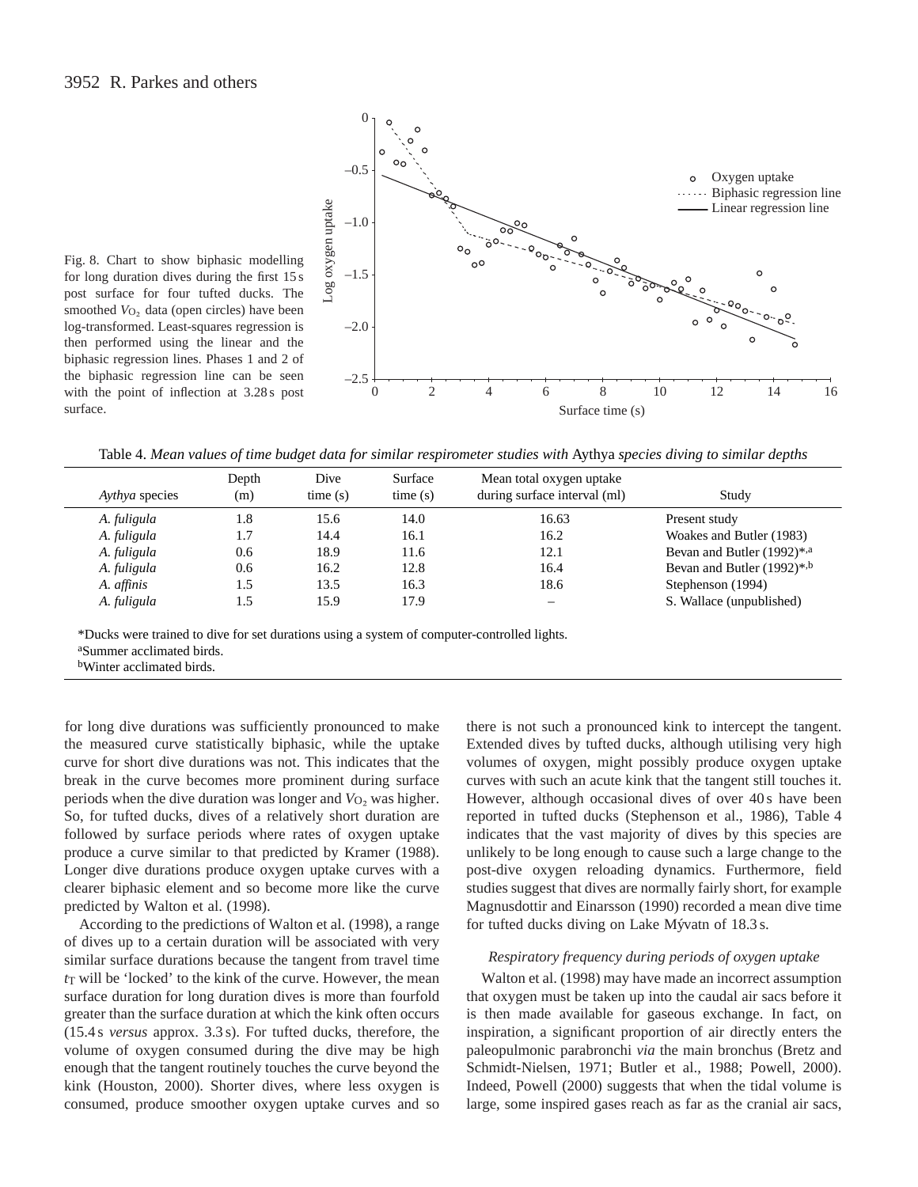Fig. 8. Chart to show biphasic modelling for long duration dives during the first 15 s post surface for four tufted ducks. The smoothed $V_{O_2}$ data (open circles) have been log-transformed. Least-squares regression is then performed using the linear and the biphasic regression lines. Phases 1 and 2 of the biphasic regression line can be seen with the point of inflection at 3.28 s post surface.

Table 4. *Mean values of time budget data for similar respirometer studies with* Aythya *species diving to similar depths*

| *Aythya* species | Depth (m) | Dive time (s) | Surface time (s) | Mean total oxygen uptake during surface interval (ml) | Study |
|---|---|---|---|---|---|
| *A. fuligula* | 1.8 | 15.6 | 14.0 | 16.63 | Present study |
| *A. fuligula* | 1.7 | 14.4 | 16.1 | 16.2 | Woakes and Butler (1983) |
| *A. fuligula* | 0.6 | 18.9 | 11.6 | 12.1 | Bevan and Butler (1992)*,[a] |
| *A. fuligula* | 0.6 | 16.2 | 12.8 | 16.4 | Bevan and Butler (1992)*,[b] |
| *A. affinis* | 1.5 | 13.5 | 16.3 | 18.6 | Stephenson (1994) |
| *A. fuligula* | 1.5 | 15.9 | 17.9 | – | S. Wallace (unpublished) |

*Ducks were trained to dive for set durations using a system of computer-controlled lights.
[a]Summer acclimated birds.
[b]Winter acclimated birds.

for long dive durations was sufficiently pronounced to make the measured curve statistically biphasic, while the uptake curve for short dive durations was not. This indicates that the break in the curve becomes more prominent during surface periods when the dive duration was longer and $V_{O_2}$ was higher. So, for tufted ducks, dives of a relatively short duration are followed by surface periods where rates of oxygen uptake produce a curve similar to that predicted by Kramer (1988). Longer dive durations produce oxygen uptake curves with a clearer biphasic element and so become more like the curve predicted by Walton et al. (1998).

According to the predictions of Walton et al. (1998), a range of dives up to a certain duration will be associated with very similar surface durations because the tangent from travel time $t_T$ will be 'locked' to the kink of the curve. However, the mean surface duration for long duration dives is more than fourfold greater than the surface duration at which the kink often occurs (15.4 s *versus* approx. 3.3 s). For tufted ducks, therefore, the volume of oxygen consumed during the dive may be high enough that the tangent routinely touches the curve beyond the kink (Houston, 2000). Shorter dives, where less oxygen is consumed, produce smoother oxygen uptake curves and so there is not such a pronounced kink to intercept the tangent. Extended dives by tufted ducks, although utilising very high volumes of oxygen, might possibly produce oxygen uptake curves with such an acute kink that the tangent still touches it. However, although occasional dives of over 40 s have been reported in tufted ducks (Stephenson et al., 1986), Table 4 indicates that the vast majority of dives by this species are unlikely to be long enough to cause such a large change to the post-dive oxygen reloading dynamics. Furthermore, field studies suggest that dives are normally fairly short, for example Magnusdottir and Einarsson (1990) recorded a mean dive time for tufted ducks diving on Lake Mývatn of 18.3 s.

### *Respiratory frequency during periods of oxygen uptake*

Walton et al. (1998) may have made an incorrect assumption that oxygen must be taken up into the caudal air sacs before it is then made available for gaseous exchange. In fact, on inspiration, a significant proportion of air directly enters the paleopulmonic parabronchi *via* the main bronchus (Bretz and Schmidt-Nielsen, 1971; Butler et al., 1988; Powell, 2000). Indeed, Powell (2000) suggests that when the tidal volume is large, some inspired gases reach as far as the cranial air sacs,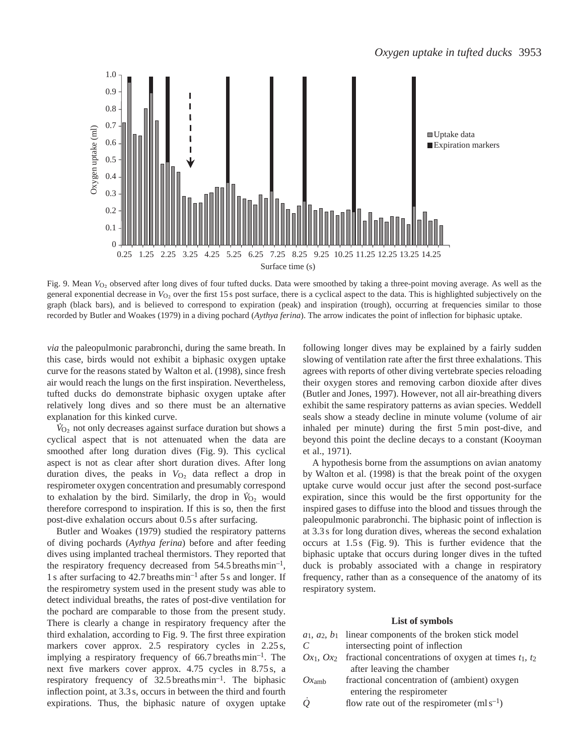Fig. 9. Mean $V_{O_2}$ observed after long dives of four tufted ducks. Data were smoothed by taking a three-point moving average. As well as the general exponential decrease in $V_{O_2}$ over the first 15 s post surface, there is a cyclical aspect to the data. This is highlighted subjectively on the graph (black bars), and is believed to correspond to expiration (peak) and inspiration (trough), occurring at frequencies similar to those recorded by Butler and Woakes (1979) in a diving pochard (*Aythya ferina*). The arrow indicates the point of inflection for biphasic uptake.

*via* the paleopulmonic parabronchi, during the same breath. In this case, birds would not exhibit a biphasic oxygen uptake curve for the reasons stated by Walton et al. (1998), since fresh air would reach the lungs on the first inspiration. Nevertheless, tufted ducks do demonstrate biphasic oxygen uptake after relatively long dives and so there must be an alternative explanation for this kinked curve.

$\dot{V}_{O_2}$ not only decreases against surface duration but shows a cyclical aspect that is not attenuated when the data are smoothed after long duration dives (Fig. 9). This cyclical aspect is not as clear after short duration dives. After long duration dives, the peaks in $V_{O_2}$ data reflect a drop in respirometer oxygen concentration and presumably correspond to exhalation by the bird. Similarly, the drop in $\dot{V}_{O_2}$ would therefore correspond to inspiration. If this is so, then the first post-dive exhalation occurs about 0.5 s after surfacing.

Butler and Woakes (1979) studied the respiratory patterns of diving pochards (*Aythya ferina*) before and after feeding dives using implanted tracheal thermistors. They reported that the respiratory frequency decreased from 54.5 breaths min$^{-1}$, 1 s after surfacing to 42.7 breaths min$^{-1}$ after 5 s and longer. If the respirometry system used in the present study was able to detect individual breaths, the rates of post-dive ventilation for the pochard are comparable to those from the present study. There is clearly a change in respiratory frequency after the third exhalation, according to Fig. 9. The first three expiration markers cover approx. 2.5 respiratory cycles in 2.25 s, implying a respiratory frequency of 66.7 breaths min$^{-1}$. The next five markers cover approx. 4.75 cycles in 8.75 s, a respiratory frequency of 32.5 breaths min$^{-1}$. The biphasic inflection point, at 3.3 s, occurs in between the third and fourth expirations. Thus, the biphasic nature of oxygen uptake following longer dives may be explained by a fairly sudden slowing of ventilation rate after the first three exhalations. This agrees with reports of other diving vertebrate species reloading their oxygen stores and removing carbon dioxide after dives (Butler and Jones, 1997). However, not all air-breathing divers exhibit the same respiratory patterns as avian species. Weddell seals show a steady decline in minute volume (volume of air inhaled per minute) during the first 5 min post-dive, and beyond this point the decline decays to a constant (Kooyman et al., 1971).

A hypothesis borne from the assumptions on avian anatomy by Walton et al. (1998) is that the break point of the oxygen uptake curve would occur just after the second post-surface expiration, since this would be the first opportunity for the inspired gases to diffuse into the blood and tissues through the paleopulmonic parabronchi. The biphasic point of inflection is at 3.3 s for long duration dives, whereas the second exhalation occurs at 1.5 s (Fig. 9). This is further evidence that the biphasic uptake that occurs during longer dives in the tufted duck is probably associated with a change in respiratory frequency, rather than as a consequence of the anatomy of its respiratory system.

### List of symbols

| | |
|---|---|
| $a_1$, $a_2$, $b_1$ | linear components of the broken stick model |
| $C$ | intersecting point of inflection |
| $Ox_1$, $Ox_2$ | fractional concentrations of oxygen at times $t_1$, $t_2$ after leaving the chamber |
| $Ox_{amb}$ | fractional concentration of (ambient) oxygen entering the respirometer |
| $\dot{Q}$ | flow rate out of the respirometer (ml s$^{-1}$) |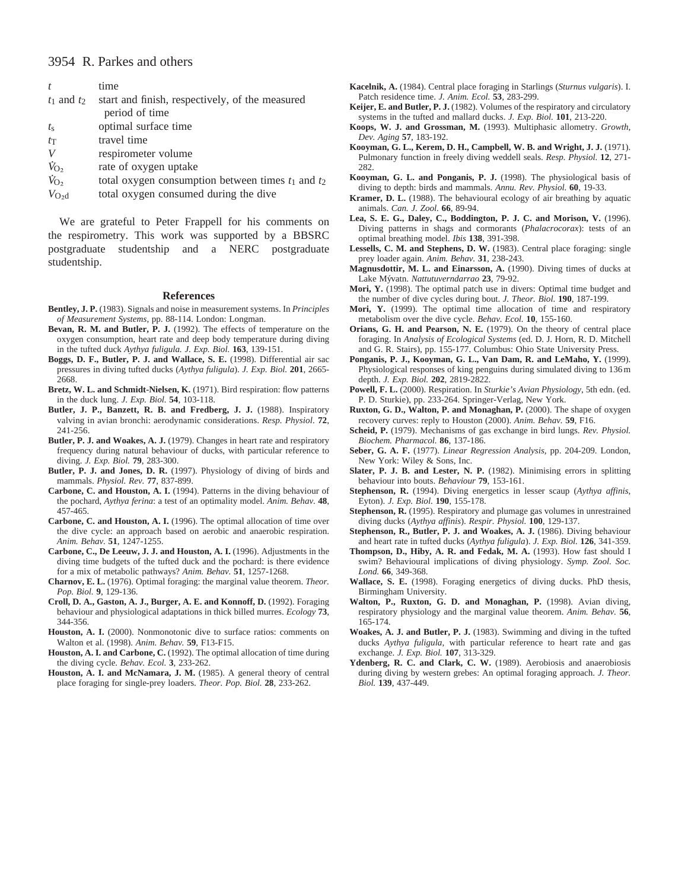| | |
|---|---|
| $t$ | time |
| $t_1$ and $t_2$ | start and finish, respectively, of the measured period of time |
| $t_s$ | optimal surface time |
| $t_T$ | travel time |
| $V$ | respirometer volume |
| $\dot{V}_{O_2}$ | rate of oxygen uptake |
| $\dot{V}_{O_2}$ | total oxygen consumption between times $t_1$ and $t_2$ |
| $V_{O_2d}$ | total oxygen consumed during the dive |

We are grateful to Peter Frappell for his comments on the respirometry. This work was supported by a BBSRC postgraduate studentship and a NERC postgraduate studentship.

## References

**Bentley, J. P.** (1983). Signals and noise in measurement systems. In *Principles of Measurement Systems*, pp. 88-114. London: Longman.

**Bevan, R. M. and Butler, P. J.** (1992). The effects of temperature on the oxygen consumption, heart rate and deep body temperature during diving in the tufted duck *Aythya fuligula*. *J. Exp. Biol.* **163**, 139-151.

**Boggs, D. F., Butler, P. J. and Wallace, S. E.** (1998). Differential air sac pressures in diving tufted ducks (*Aythya fuligula*). *J. Exp. Biol.* **201**, 2665-2668.

**Bretz, W. L. and Schmidt-Nielsen, K.** (1971). Bird respiration: flow patterns in the duck lung. *J. Exp. Biol.* **54**, 103-118.

**Butler, J. P., Banzett, R. B. and Fredberg, J. J.** (1988). Inspiratory valving in avian bronchi: aerodynamic considerations. *Resp. Physiol.* **72**, 241-256.

**Butler, P. J. and Woakes, A. J.** (1979). Changes in heart rate and respiratory frequency during natural behaviour of ducks, with particular reference to diving. *J. Exp. Biol.* **79**, 283-300.

**Butler, P. J. and Jones, D. R.** (1997). Physiology of diving of birds and mammals. *Physiol. Rev.* **77**, 837-899.

**Carbone, C. and Houston, A. I.** (1994). Patterns in the diving behaviour of the pochard, *Aythya ferina*: a test of an optimality model. *Anim. Behav.* **48**, 457-465.

**Carbone, C. and Houston, A. I.** (1996). The optimal allocation of time over the dive cycle: an approach based on aerobic and anaerobic respiration. *Anim. Behav.* **51**, 1247-1255.

**Carbone, C., De Leeuw, J. J. and Houston, A. I.** (1996). Adjustments in the diving time budgets of the tufted duck and the pochard: is there evidence for a mix of metabolic pathways? *Anim. Behav.* **51**, 1257-1268.

**Charnov, E. L.** (1976). Optimal foraging: the marginal value theorem. *Theor. Pop. Biol.* **9**, 129-136.

**Croll, D. A., Gaston, A. J., Burger, A. E. and Konnoff, D.** (1992). Foraging behaviour and physiological adaptations in thick billed murres. *Ecology* **73**, 344-356.

**Houston, A. I.** (2000). Nonmonotonic dive to surface ratios: comments on Walton et al. (1998). *Anim. Behav.* **59**, F13-F15.

**Houston, A. I. and Carbone, C.** (1992). The optimal allocation of time during the diving cycle. *Behav. Ecol.* **3**, 233-262.

**Houston, A. I. and McNamara, J. M.** (1985). A general theory of central place foraging for single-prey loaders. *Theor. Pop. Biol.* **28**, 233-262.

**Kacelnik, A.** (1984). Central place foraging in Starlings (*Sturnus vulgaris*). I. Patch residence time. *J. Anim. Ecol.* **53**, 283-299.

**Keijer, E. and Butler, P. J.** (1982). Volumes of the respiratory and circulatory systems in the tufted and mallard ducks. *J. Exp. Biol.* **101**, 213-220.

**Koops, W. J. and Grossman, M.** (1993). Multiphasic allometry. *Growth, Dev. Aging* **57**, 183-192.

**Kooyman, G. L., Kerem, D. H., Campbell, W. B. and Wright, J. J.** (1971). Pulmonary function in freely diving weddell seals. *Resp. Physiol.* **12**, 271-282.

**Kooyman, G. L. and Ponganis, P. J.** (1998). The physiological basis of diving to depth: birds and mammals. *Annu. Rev. Physiol.* **60**, 19-33.

**Kramer, D. L.** (1988). The behavioural ecology of air breathing by aquatic animals. *Can. J. Zool.* **66**, 89-94.

**Lea, S. E. G., Daley, C., Boddington, P. J. C. and Morison, V.** (1996). Diving patterns in shags and cormorants (*Phalacrocorax*): tests of an optimal breathing model. *Ibis* **138**, 391-398.

**Lessells, C. M. and Stephens, D. W.** (1983). Central place foraging: single prey loader again. *Anim. Behav.* **31**, 238-243.

**Magnusdottir, M. L. and Einarsson, A.** (1990). Diving times of ducks at Lake Mývatn. *Nattutuverndarrao* **23**, 79-92.

**Mori, Y.** (1998). The optimal patch use in divers: Optimal time budget and the number of dive cycles during bout. *J. Theor. Biol.* **190**, 187-199.

**Mori, Y.** (1999). The optimal time allocation of time and respiratory metabolism over the dive cycle. *Behav. Ecol.* **10**, 155-160.

**Orians, G. H. and Pearson, N. E.** (1979). On the theory of central place foraging. In *Analysis of Ecological Systems* (ed. D. J. Horn, R. D. Mitchell and G. R. Stairs), pp. 155-177. Columbus: Ohio State University Press.

**Ponganis, P. J., Kooyman, G. L., Van Dam, R. and LeMaho, Y.** (1999). Physiological responses of king penguins during simulated diving to 136 m depth. *J. Exp. Biol.* **202**, 2819-2822.

**Powell, F. L.** (2000). Respiration. In *Sturkie's Avian Physiology*, 5th edn. (ed. P. D. Sturkie), pp. 233-264. Springer-Verlag, New York.

**Ruxton, G. D., Walton, P. and Monaghan, P.** (2000). The shape of oxygen recovery curves: reply to Houston (2000). *Anim. Behav.* **59**, F16.

**Scheid, P.** (1979). Mechanisms of gas exchange in bird lungs. *Rev. Physiol. Biochem. Pharmacol.* **86**, 137-186.

**Seber, G. A. F.** (1977). *Linear Regression Analysis*, pp. 204-209. London, New York: Wiley & Sons, Inc.

**Slater, P. J. B. and Lester, N. P.** (1982). Minimising errors in splitting behaviour into bouts. *Behaviour* **79**, 153-161.

**Stephenson, R.** (1994). Diving energetics in lesser scaup (*Aythya affinis*, Eyton). *J. Exp. Biol.* **190**, 155-178.

**Stephenson, R.** (1995). Respiratory and plumage gas volumes in unrestrained diving ducks (*Aythya affinis*). *Respir. Physiol.* **100**, 129-137.

**Stephenson, R., Butler, P. J. and Woakes, A. J.** (1986). Diving behaviour and heart rate in tufted ducks (*Aythya fuligula*). *J. Exp. Biol.* **126**, 341-359.

**Thompson, D., Hiby, A. R. and Fedak, M. A.** (1993). How fast should I swim? Behavioural implications of diving physiology. *Symp. Zool. Soc. Lond.* **66**, 349-368.

**Wallace, S. E.** (1998). Foraging energetics of diving ducks. PhD thesis, Birmingham University.

**Walton, P., Ruxton, G. D. and Monaghan, P.** (1998). Avian diving, respiratory physiology and the marginal value theorem. *Anim. Behav.* **56**, 165-174.

**Woakes, A. J. and Butler, P. J.** (1983). Swimming and diving in the tufted ducks *Aythya fuligula*, with particular reference to heart rate and gas exchange. *J. Exp. Biol.* **107**, 313-329.

**Ydenberg, R. C. and Clark, C. W.** (1989). Aerobiosis and anaerobiosis during diving by western grebes: An optimal foraging approach. *J. Theor. Biol.* **139**, 437-449.